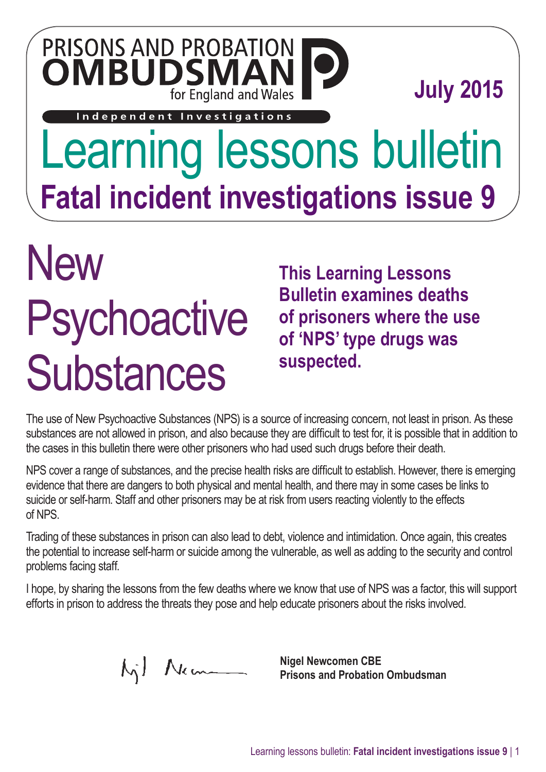PRISONS AND PROBATION

**OMBUDSMAN**

for England and Wales

Independent Investigations

**July 2015**

# Learning lessons bulletin

## Fatal incident investigations issue 9

# New Psychoactive Substances

**This Learning Lessons Bulletin examines deaths of prisoners where the use of 'NPS' type drugs was suspected.**

The use of New Psychoactive Substances (NPS) is a source of increasing concern, not least in prison. As these substances are not allowed in prison, and also because they are difficult to test for, it is possible that in addition to the cases in this bulletin there were other prisoners who had used such drugs before their death.

NPS cover a range of substances, and the precise health risks are difficult to establish. However, there is emerging evidence that there are dangers to both physical and mental health, and there may in some cases be links to suicide or self-harm. Staff and other prisoners may be at risk from users reacting violently to the effects of NPS.

Trading of these substances in prison can also lead to debt, violence and intimidation. Once again, this creates the potential to increase self-harm or suicide among the vulnerable, as well as adding to the security and control problems facing staff.

I hope, by sharing the lessons from the few deaths where we know that use of NPS was a factor, this will support efforts in prison to address the threats they pose and help educate prisoners about the risks involved.

**Nigel Newcomen CBE**
**Prisons and Probation Ombudsman**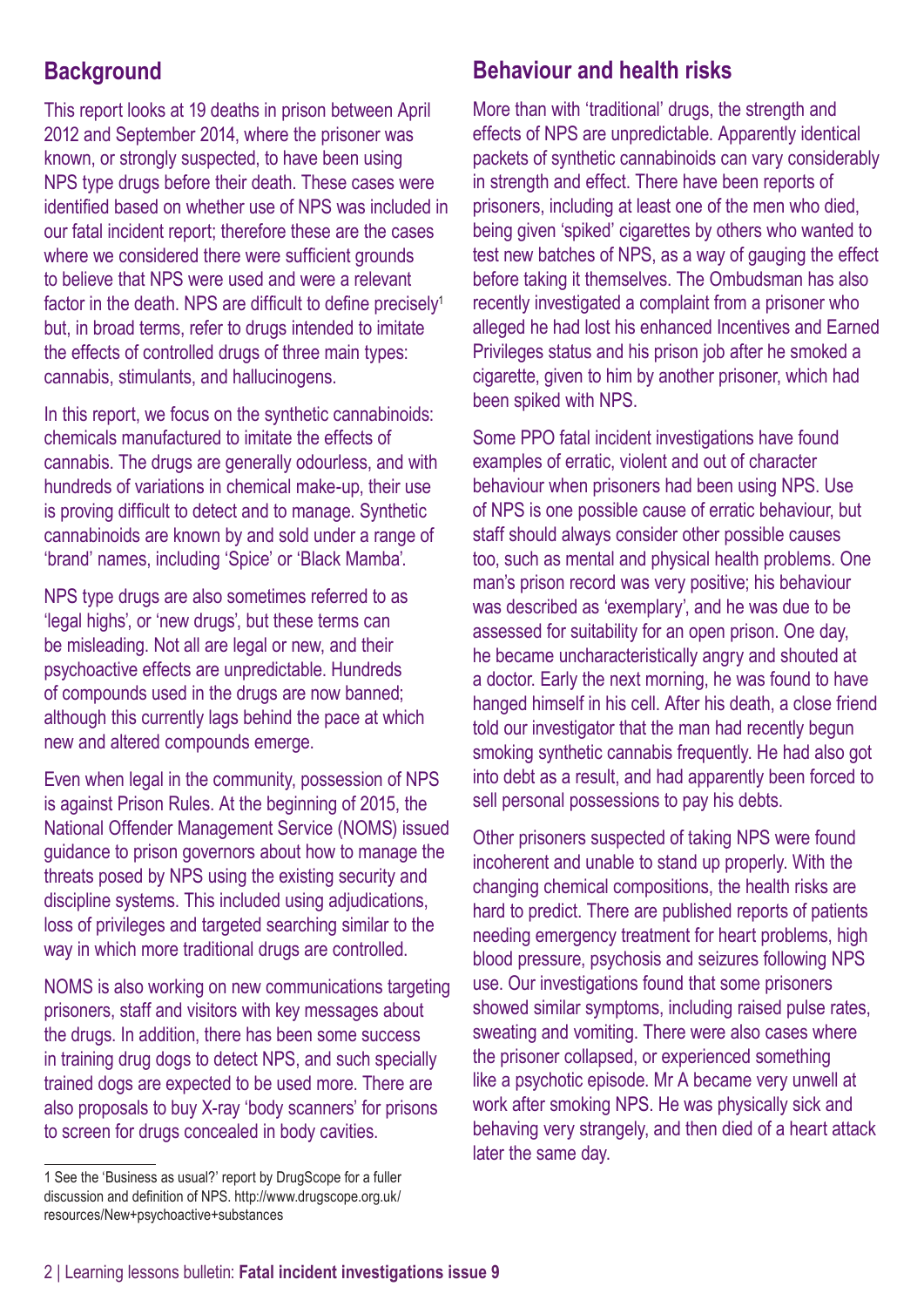## Background

This report looks at 19 deaths in prison between April 2012 and September 2014, where the prisoner was known, or strongly suspected, to have been using NPS type drugs before their death. These cases were identified based on whether use of NPS was included in our fatal incident report; therefore these are the cases where we considered there were sufficient grounds to believe that NPS were used and were a relevant factor in the death. NPS are difficult to define precisely[1] but, in broad terms, refer to drugs intended to imitate the effects of controlled drugs of three main types: cannabis, stimulants, and hallucinogens.

In this report, we focus on the synthetic cannabinoids: chemicals manufactured to imitate the effects of cannabis. The drugs are generally odourless, and with hundreds of variations in chemical make-up, their use is proving difficult to detect and to manage. Synthetic cannabinoids are known by and sold under a range of 'brand' names, including 'Spice' or 'Black Mamba'.

NPS type drugs are also sometimes referred to as 'legal highs', or 'new drugs', but these terms can be misleading. Not all are legal or new, and their psychoactive effects are unpredictable. Hundreds of compounds used in the drugs are now banned; although this currently lags behind the pace at which new and altered compounds emerge.

Even when legal in the community, possession of NPS is against Prison Rules. At the beginning of 2015, the National Offender Management Service (NOMS) issued guidance to prison governors about how to manage the threats posed by NPS using the existing security and discipline systems. This included using adjudications, loss of privileges and targeted searching similar to the way in which more traditional drugs are controlled.

NOMS is also working on new communications targeting prisoners, staff and visitors with key messages about the drugs. In addition, there has been some success in training drug dogs to detect NPS, and such specially trained dogs are expected to be used more. There are also proposals to buy X-ray 'body scanners' for prisons to screen for drugs concealed in body cavities.

## Behaviour and health risks

More than with 'traditional' drugs, the strength and effects of NPS are unpredictable. Apparently identical packets of synthetic cannabinoids can vary considerably in strength and effect. There have been reports of prisoners, including at least one of the men who died, being given 'spiked' cigarettes by others who wanted to test new batches of NPS, as a way of gauging the effect before taking it themselves. The Ombudsman has also recently investigated a complaint from a prisoner who alleged he had lost his enhanced Incentives and Earned Privileges status and his prison job after he smoked a cigarette, given to him by another prisoner, which had been spiked with NPS.

Some PPO fatal incident investigations have found examples of erratic, violent and out of character behaviour when prisoners had been using NPS. Use of NPS is one possible cause of erratic behaviour, but staff should always consider other possible causes too, such as mental and physical health problems. One man's prison record was very positive; his behaviour was described as 'exemplary', and he was due to be assessed for suitability for an open prison. One day, he became uncharacteristically angry and shouted at a doctor. Early the next morning, he was found to have hanged himself in his cell. After his death, a close friend told our investigator that the man had recently begun smoking synthetic cannabis frequently. He had also got into debt as a result, and had apparently been forced to sell personal possessions to pay his debts.

Other prisoners suspected of taking NPS were found incoherent and unable to stand up properly. With the changing chemical compositions, the health risks are hard to predict. There are published reports of patients needing emergency treatment for heart problems, high blood pressure, psychosis and seizures following NPS use. Our investigations found that some prisoners showed similar symptoms, including raised pulse rates, sweating and vomiting. There were also cases where the prisoner collapsed, or experienced something like a psychotic episode. Mr A became very unwell at work after smoking NPS. He was physically sick and behaving very strangely, and then died of a heart attack later the same day.

---

1 See the 'Business as usual?' report by DrugScope for a fuller discussion and definition of NPS. http://www.drugscope.org.uk/resources/New+psychoactive+substances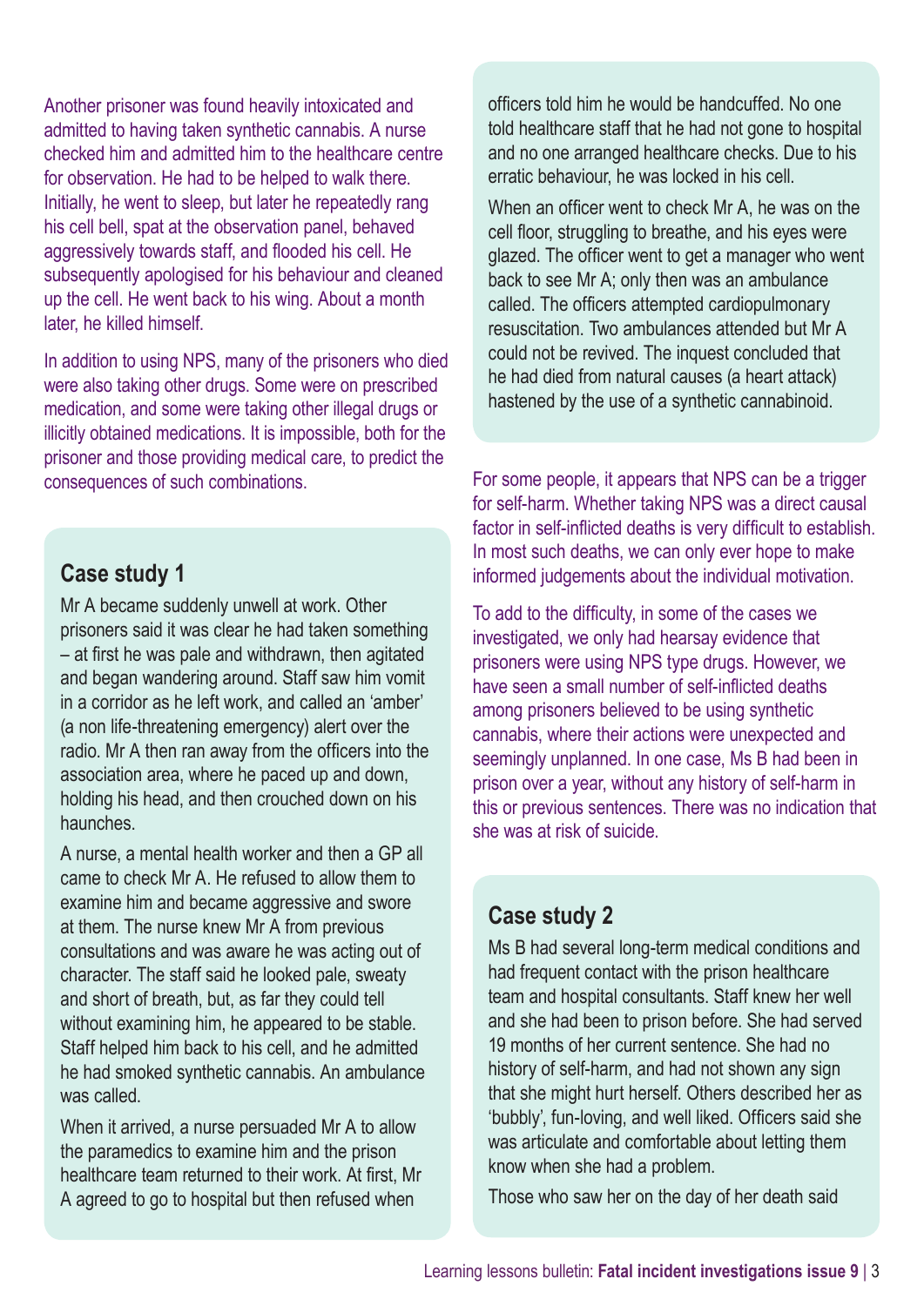Another prisoner was found heavily intoxicated and admitted to having taken synthetic cannabis. A nurse checked him and admitted him to the healthcare centre for observation. He had to be helped to walk there. Initially, he went to sleep, but later he repeatedly rang his cell bell, spat at the observation panel, behaved aggressively towards staff, and flooded his cell. He subsequently apologised for his behaviour and cleaned up the cell. He went back to his wing. About a month later, he killed himself.

In addition to using NPS, many of the prisoners who died were also taking other drugs. Some were on prescribed medication, and some were taking other illegal drugs or illicitly obtained medications. It is impossible, both for the prisoner and those providing medical care, to predict the consequences of such combinations.

## Case study 1

Mr A became suddenly unwell at work. Other prisoners said it was clear he had taken something – at first he was pale and withdrawn, then agitated and began wandering around. Staff saw him vomit in a corridor as he left work, and called an 'amber' (a non life-threatening emergency) alert over the radio. Mr A then ran away from the officers into the association area, where he paced up and down, holding his head, and then crouched down on his haunches.

A nurse, a mental health worker and then a GP all came to check Mr A. He refused to allow them to examine him and became aggressive and swore at them. The nurse knew Mr A from previous consultations and was aware he was acting out of character. The staff said he looked pale, sweaty and short of breath, but, as far they could tell without examining him, he appeared to be stable. Staff helped him back to his cell, and he admitted he had smoked synthetic cannabis. An ambulance was called.

When it arrived, a nurse persuaded Mr A to allow the paramedics to examine him and the prison healthcare team returned to their work. At first, Mr A agreed to go to hospital but then refused when officers told him he would be handcuffed. No one told healthcare staff that he had not gone to hospital and no one arranged healthcare checks. Due to his erratic behaviour, he was locked in his cell.

When an officer went to check Mr A, he was on the cell floor, struggling to breathe, and his eyes were glazed. The officer went to get a manager who went back to see Mr A; only then was an ambulance called. The officers attempted cardiopulmonary resuscitation. Two ambulances attended but Mr A could not be revived. The inquest concluded that he had died from natural causes (a heart attack) hastened by the use of a synthetic cannabinoid.

For some people, it appears that NPS can be a trigger for self-harm. Whether taking NPS was a direct causal factor in self-inflicted deaths is very difficult to establish. In most such deaths, we can only ever hope to make informed judgements about the individual motivation.

To add to the difficulty, in some of the cases we investigated, we only had hearsay evidence that prisoners were using NPS type drugs. However, we have seen a small number of self-inflicted deaths among prisoners believed to be using synthetic cannabis, where their actions were unexpected and seemingly unplanned. In one case, Ms B had been in prison over a year, without any history of self-harm in this or previous sentences. There was no indication that she was at risk of suicide.

## Case study 2

Ms B had several long-term medical conditions and had frequent contact with the prison healthcare team and hospital consultants. Staff knew her well and she had been to prison before. She had served 19 months of her current sentence. She had no history of self-harm, and had not shown any sign that she might hurt herself. Others described her as 'bubbly', fun-loving, and well liked. Officers said she was articulate and comfortable about letting them know when she had a problem.

Those who saw her on the day of her death said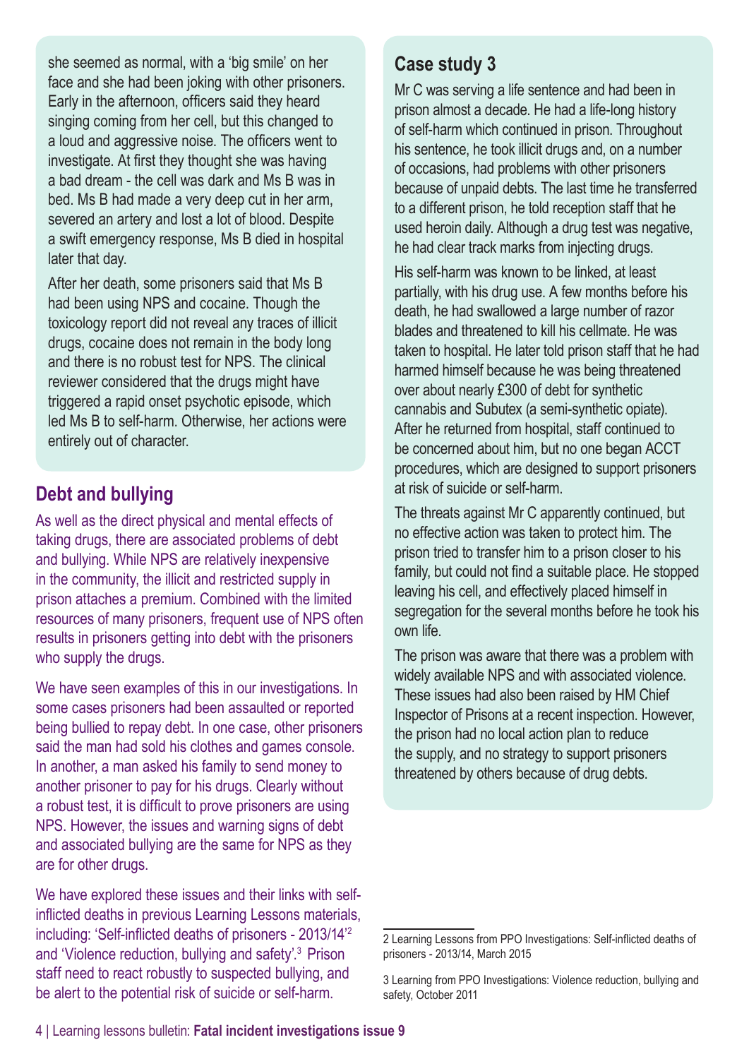she seemed as normal, with a 'big smile' on her face and she had been joking with other prisoners. Early in the afternoon, officers said they heard singing coming from her cell, but this changed to a loud and aggressive noise. The officers went to investigate. At first they thought she was having a bad dream - the cell was dark and Ms B was in bed. Ms B had made a very deep cut in her arm, severed an artery and lost a lot of blood. Despite a swift emergency response, Ms B died in hospital later that day.

After her death, some prisoners said that Ms B had been using NPS and cocaine. Though the toxicology report did not reveal any traces of illicit drugs, cocaine does not remain in the body long and there is no robust test for NPS. The clinical reviewer considered that the drugs might have triggered a rapid onset psychotic episode, which led Ms B to self-harm. Otherwise, her actions were entirely out of character.

## Debt and bullying

As well as the direct physical and mental effects of taking drugs, there are associated problems of debt and bullying. While NPS are relatively inexpensive in the community, the illicit and restricted supply in prison attaches a premium. Combined with the limited resources of many prisoners, frequent use of NPS often results in prisoners getting into debt with the prisoners who supply the drugs.

We have seen examples of this in our investigations. In some cases prisoners had been assaulted or reported being bullied to repay debt. In one case, other prisoners said the man had sold his clothes and games console. In another, a man asked his family to send money to another prisoner to pay for his drugs. Clearly without a robust test, it is difficult to prove prisoners are using NPS. However, the issues and warning signs of debt and associated bullying are the same for NPS as they are for other drugs.

We have explored these issues and their links with self-inflicted deaths in previous Learning Lessons materials, including: 'Self-inflicted deaths of prisoners - 2013/14'[2] and 'Violence reduction, bullying and safety'.[3] Prison staff need to react robustly to suspected bullying, and be alert to the potential risk of suicide or self-harm.

## Case study 3

Mr C was serving a life sentence and had been in prison almost a decade. He had a life-long history of self-harm which continued in prison. Throughout his sentence, he took illicit drugs and, on a number of occasions, had problems with other prisoners because of unpaid debts. The last time he transferred to a different prison, he told reception staff that he used heroin daily. Although a drug test was negative, he had clear track marks from injecting drugs.

His self-harm was known to be linked, at least partially, with his drug use. A few months before his death, he had swallowed a large number of razor blades and threatened to kill his cellmate. He was taken to hospital. He later told prison staff that he had harmed himself because he was being threatened over about nearly £300 of debt for synthetic cannabis and Subutex (a semi-synthetic opiate). After he returned from hospital, staff continued to be concerned about him, but no one began ACCT procedures, which are designed to support prisoners at risk of suicide or self-harm.

The threats against Mr C apparently continued, but no effective action was taken to protect him. The prison tried to transfer him to a prison closer to his family, but could not find a suitable place. He stopped leaving his cell, and effectively placed himself in segregation for the several months before he took his own life.

The prison was aware that there was a problem with widely available NPS and with associated violence. These issues had also been raised by HM Chief Inspector of Prisons at a recent inspection. However, the prison had no local action plan to reduce the supply, and no strategy to support prisoners threatened by others because of drug debts.

---

2 Learning Lessons from PPO Investigations: Self-inflicted deaths of prisoners - 2013/14, March 2015

3 Learning from PPO Investigations: Violence reduction, bullying and safety, October 2011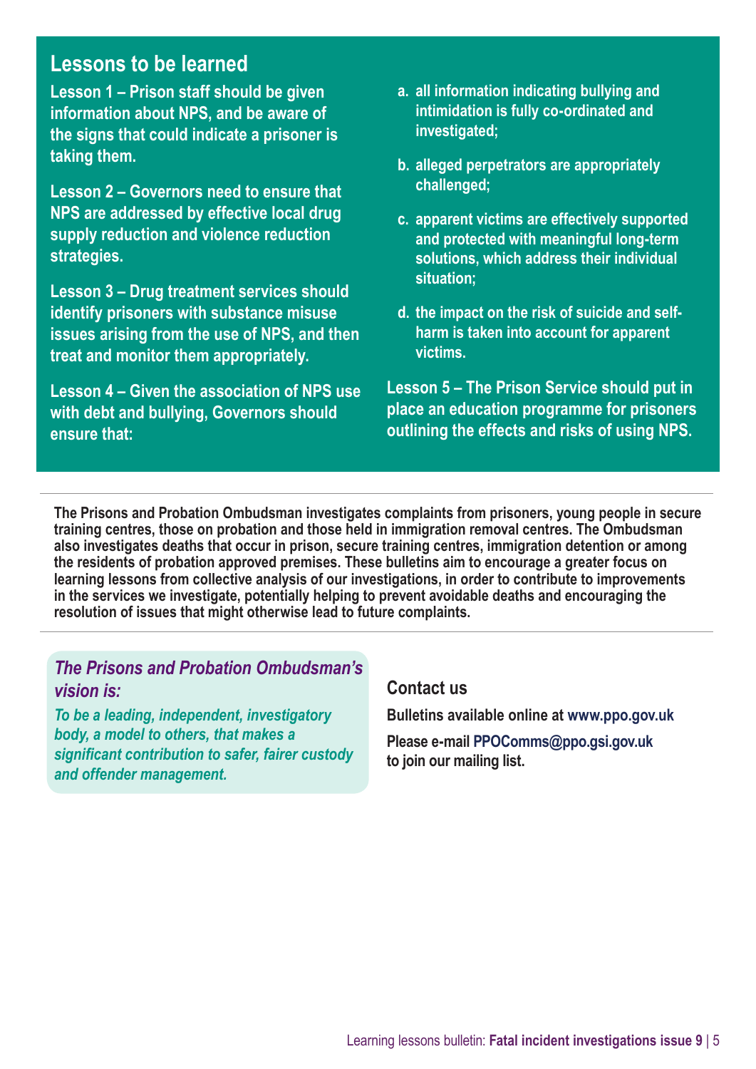## Lessons to be learned

**Lesson 1 – Prison staff should be given information about NPS, and be aware of the signs that could indicate a prisoner is taking them.**

**Lesson 2 – Governors need to ensure that NPS are addressed by effective local drug supply reduction and violence reduction strategies.**

**Lesson 3 – Drug treatment services should identify prisoners with substance misuse issues arising from the use of NPS, and then treat and monitor them appropriately.**

**Lesson 4 – Given the association of NPS use with debt and bullying, Governors should ensure that:**

a. **all information indicating bullying and intimidation is fully co-ordinated and investigated;**

b. **alleged perpetrators are appropriately challenged;**

c. **apparent victims are effectively supported and protected with meaningful long-term solutions, which address their individual situation;**

d. **the impact on the risk of suicide and self-harm is taken into account for apparent victims.**

**Lesson 5 – The Prison Service should put in place an education programme for prisoners outlining the effects and risks of using NPS.**

---

**The Prisons and Probation Ombudsman investigates complaints from prisoners, young people in secure training centres, those on probation and those held in immigration removal centres. The Ombudsman also investigates deaths that occur in prison, secure training centres, immigration detention or among the residents of probation approved premises. These bulletins aim to encourage a greater focus on learning lessons from collective analysis of our investigations, in order to contribute to improvements in the services we investigate, potentially helping to prevent avoidable deaths and encouraging the resolution of issues that might otherwise lead to future complaints.**

---

### *The Prisons and Probation Ombudsman's vision is:*

***To be a leading, independent, investigatory body, a model to others, that makes a significant contribution to safer, fairer custody and offender management.***

### Contact us

**Bulletins available online at www.ppo.gov.uk**

**Please e-mail PPOComms@ppo.gsi.gov.uk to join our mailing list.**